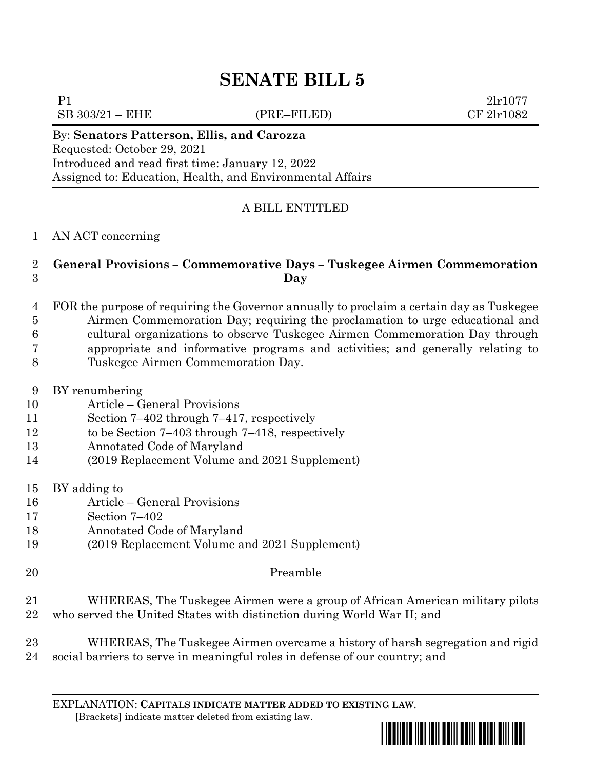# SENATE BILL 5

P1 2lr1077
SB 303/21 – EHE (PRE–FILED) CF 2lr1082

By: **Senators Patterson, Ellis, and Carozza**
Requested: October 29, 2021
Introduced and read first time: January 12, 2022
Assigned to: Education, Health, and Environmental Affairs

A BILL ENTITLED

AN ACT concerning

**General Provisions – Commemorative Days – Tuskegee Airmen Commemoration Day**

FOR the purpose of requiring the Governor annually to proclaim a certain day as Tuskegee Airmen Commemoration Day; requiring the proclamation to urge educational and cultural organizations to observe Tuskegee Airmen Commemoration Day through appropriate and informative programs and activities; and generally relating to Tuskegee Airmen Commemoration Day.

BY renumbering
Article – General Provisions
Section 7–402 through 7–417, respectively
to be Section 7–403 through 7–418, respectively
Annotated Code of Maryland
(2019 Replacement Volume and 2021 Supplement)

BY adding to
Article – General Provisions
Section 7–402
Annotated Code of Maryland
(2019 Replacement Volume and 2021 Supplement)

Preamble

WHEREAS, The Tuskegee Airmen were a group of African American military pilots who served the United States with distinction during World War II; and

WHEREAS, The Tuskegee Airmen overcame a history of harsh segregation and rigid social barriers to serve in meaningful roles in defense of our country; and

EXPLANATION: **CAPITALS INDICATE MATTER ADDED TO EXISTING LAW.**
**[**Brackets**]** indicate matter deleted from existing law.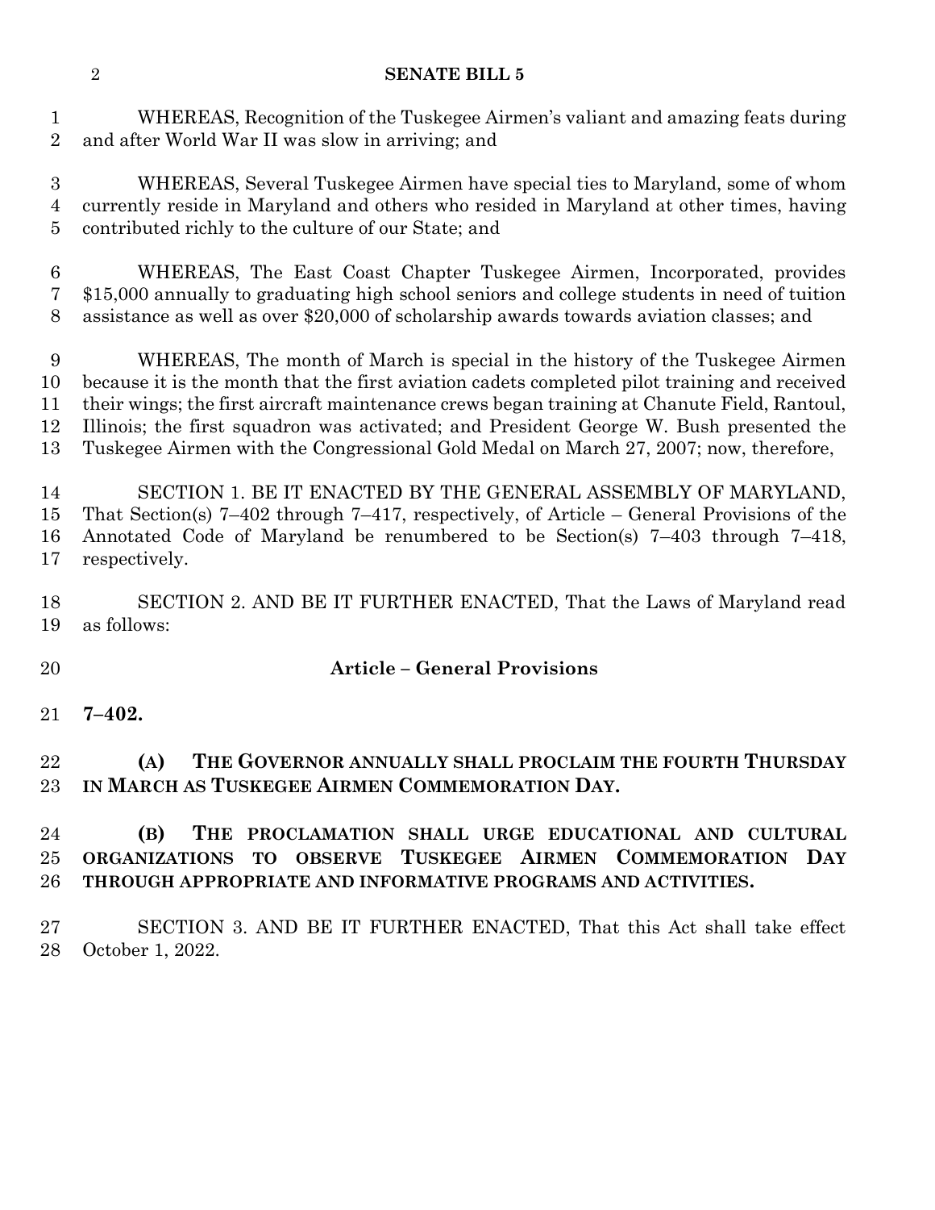WHEREAS, Recognition of the Tuskegee Airmen's valiant and amazing feats during and after World War II was slow in arriving; and

WHEREAS, Several Tuskegee Airmen have special ties to Maryland, some of whom currently reside in Maryland and others who resided in Maryland at other times, having contributed richly to the culture of our State; and

WHEREAS, The East Coast Chapter Tuskegee Airmen, Incorporated, provides $15,000 annually to graduating high school seniors and college students in need of tuition assistance as well as over $20,000 of scholarship awards towards aviation classes; and

WHEREAS, The month of March is special in the history of the Tuskegee Airmen because it is the month that the first aviation cadets completed pilot training and received their wings; the first aircraft maintenance crews began training at Chanute Field, Rantoul, Illinois; the first squadron was activated; and President George W. Bush presented the Tuskegee Airmen with the Congressional Gold Medal on March 27, 2007; now, therefore,

SECTION 1. BE IT ENACTED BY THE GENERAL ASSEMBLY OF MARYLAND, That Section(s) 7–402 through 7–417, respectively, of Article – General Provisions of the Annotated Code of Maryland be renumbered to be Section(s) 7–403 through 7–418, respectively.

SECTION 2. AND BE IT FURTHER ENACTED, That the Laws of Maryland read as follows:

**Article – General Provisions**

**7–402.**

**(A) THE GOVERNOR ANNUALLY SHALL PROCLAIM THE FOURTH THURSDAY IN MARCH AS TUSKEGEE AIRMEN COMMEMORATION DAY.**

**(B) THE PROCLAMATION SHALL URGE EDUCATIONAL AND CULTURAL ORGANIZATIONS TO OBSERVE TUSKEGEE AIRMEN COMMEMORATION DAY THROUGH APPROPRIATE AND INFORMATIVE PROGRAMS AND ACTIVITIES.**

SECTION 3. AND BE IT FURTHER ENACTED, That this Act shall take effect October 1, 2022.